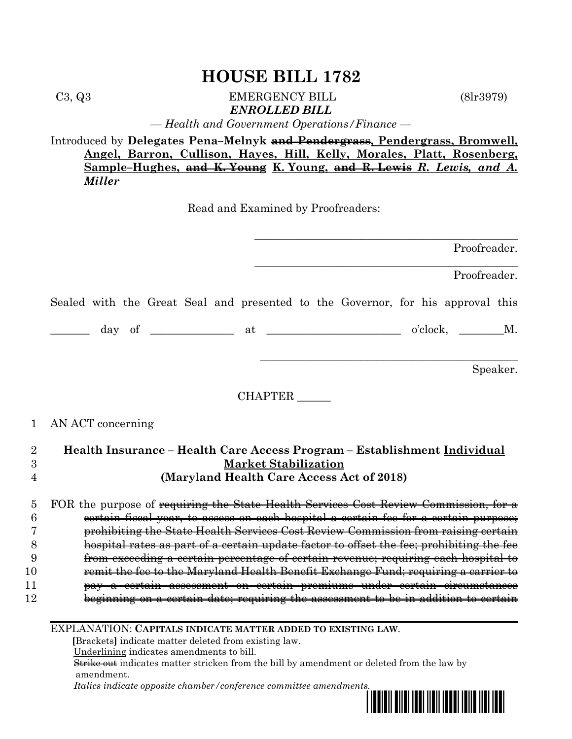# HOUSE BILL 1782

C3, Q3 EMERGENCY BILL (8lr3979)

***ENROLLED BILL***

*— Health and Government Operations/Finance —*

Introduced by **Delegates Pena–Melnyk ~~and Pendergrass~~, Pendergrass, Bromwell, Angel, Barron, Cullison, Hayes, Hill, Kelly, Morales, Platt, Rosenberg, Sample–Hughes, ~~and K. Young~~ K. Young, ~~and R. Lewis~~ *R. Lewis, and A. Miller***

Read and Examined by Proofreaders:

_______________________________________________
Proofreader.

_______________________________________________
Proofreader.

Sealed with the Great Seal and presented to the Governor, for his approval this

_______ day of ______________ at ________________________ o'clock, ________M.

_______________________________________________
Speaker.

CHAPTER ______

1 AN ACT concerning

2 **Health Insurance – ~~Health Care Access Program – Establishment~~ Individual**
3 **Market Stabilization**
4 **(Maryland Health Care Access Act of 2018)**

5 FOR the purpose of ~~requiring the State Health Services Cost Review Commission, for a~~
6 ~~certain fiscal year, to assess on each hospital a certain fee for a certain purpose;~~
7 ~~prohibiting the State Health Services Cost Review Commission from raising certain~~
8 ~~hospital rates as part of a certain update factor to offset the fee; prohibiting the fee~~
9 ~~from exceeding a certain percentage of certain revenue; requiring each hospital to~~
10 ~~remit the fee to the Maryland Health Benefit Exchange Fund; requiring a carrier to~~
11 ~~pay a certain assessment on certain premiums under certain circumstances~~
12 ~~beginning on a certain date; requiring the assessment to be in addition to certain~~

---

EXPLANATION: **CAPITALS INDICATE MATTER ADDED TO EXISTING LAW.**

**[**Brackets**]** indicate matter deleted from existing law.

Underlining indicates amendments to bill.

~~Strike out~~ indicates matter stricken from the bill by amendment or deleted from the law by amendment.

*Italics indicate opposite chamber/conference committee amendments.*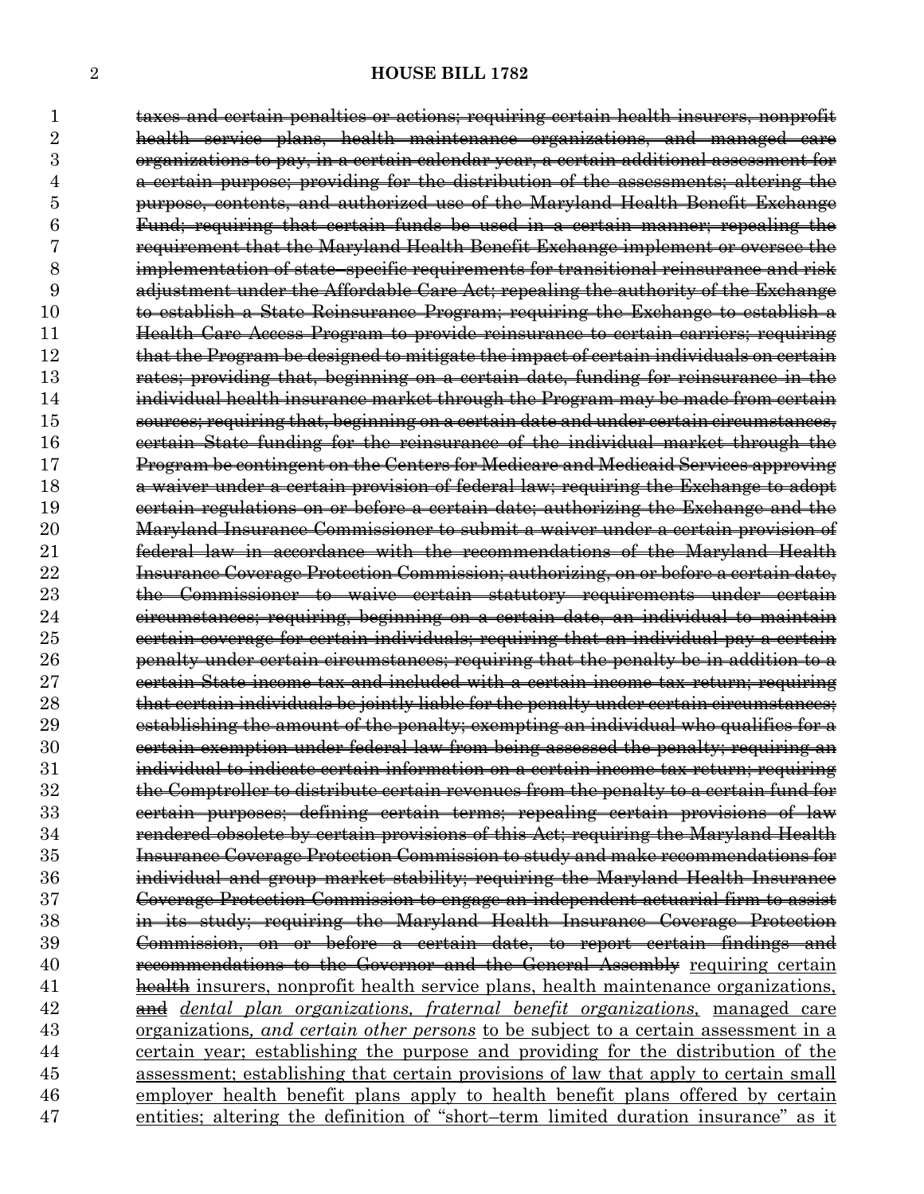~~taxes and certain penalties or actions; requiring certain health insurers, nonprofit health service plans, health maintenance organizations, and managed care organizations to pay, in a certain calendar year, a certain additional assessment for a certain purpose; providing for the distribution of the assessments; altering the purpose, contents, and authorized use of the Maryland Health Benefit Exchange Fund; requiring that certain funds be used in a certain manner; repealing the requirement that the Maryland Health Benefit Exchange implement or oversee the implementation of state–specific requirements for transitional reinsurance and risk adjustment under the Affordable Care Act; repealing the authority of the Exchange to establish a State Reinsurance Program; requiring the Exchange to establish a Health Care Access Program to provide reinsurance to certain carriers; requiring that the Program be designed to mitigate the impact of certain individuals on certain rates; providing that, beginning on a certain date, funding for reinsurance in the individual health insurance market through the Program may be made from certain sources; requiring that, beginning on a certain date and under certain circumstances, certain State funding for the reinsurance of the individual market through the Program be contingent on the Centers for Medicare and Medicaid Services approving a waiver under a certain provision of federal law; requiring the Exchange to adopt certain regulations on or before a certain date; authorizing the Exchange and the Maryland Insurance Commissioner to submit a waiver under a certain provision of federal law in accordance with the recommendations of the Maryland Health Insurance Coverage Protection Commission; authorizing, on or before a certain date, the Commissioner to waive certain statutory requirements under certain circumstances; requiring, beginning on a certain date, an individual to maintain certain coverage for certain individuals; requiring that an individual pay a certain penalty under certain circumstances; requiring that the penalty be in addition to a certain State income tax and included with a certain income tax return; requiring that certain individuals be jointly liable for the penalty under certain circumstances; establishing the amount of the penalty; exempting an individual who qualifies for a certain exemption under federal law from being assessed the penalty; requiring an individual to indicate certain information on a certain income tax return; requiring the Comptroller to distribute certain revenues from the penalty to a certain fund for certain purposes; defining certain terms; repealing certain provisions of law rendered obsolete by certain provisions of this Act; requiring the Maryland Health Insurance Coverage Protection Commission to study and make recommendations for individual and group market stability; requiring the Maryland Health Insurance Coverage Protection Commission to engage an independent actuarial firm to assist in its study; requiring the Maryland Health Insurance Coverage Protection Commission, on or before a certain date, to report certain findings and recommendations to the Governor and the General Assembly~~ <u>requiring certain ~~health~~ insurers, nonprofit health service plans, health maintenance organizations, ~~and~~</u> <u>*dental plan organizations, fraternal benefit organizations,*</u> <u>managed care organizations*, and certain other persons* to be subject to a certain assessment in a certain year; establishing the purpose and providing for the distribution of the assessment; establishing that certain provisions of law that apply to certain small employer health benefit plans apply to health benefit plans offered by certain entities; altering the definition of "short–term limited duration insurance" as it</u>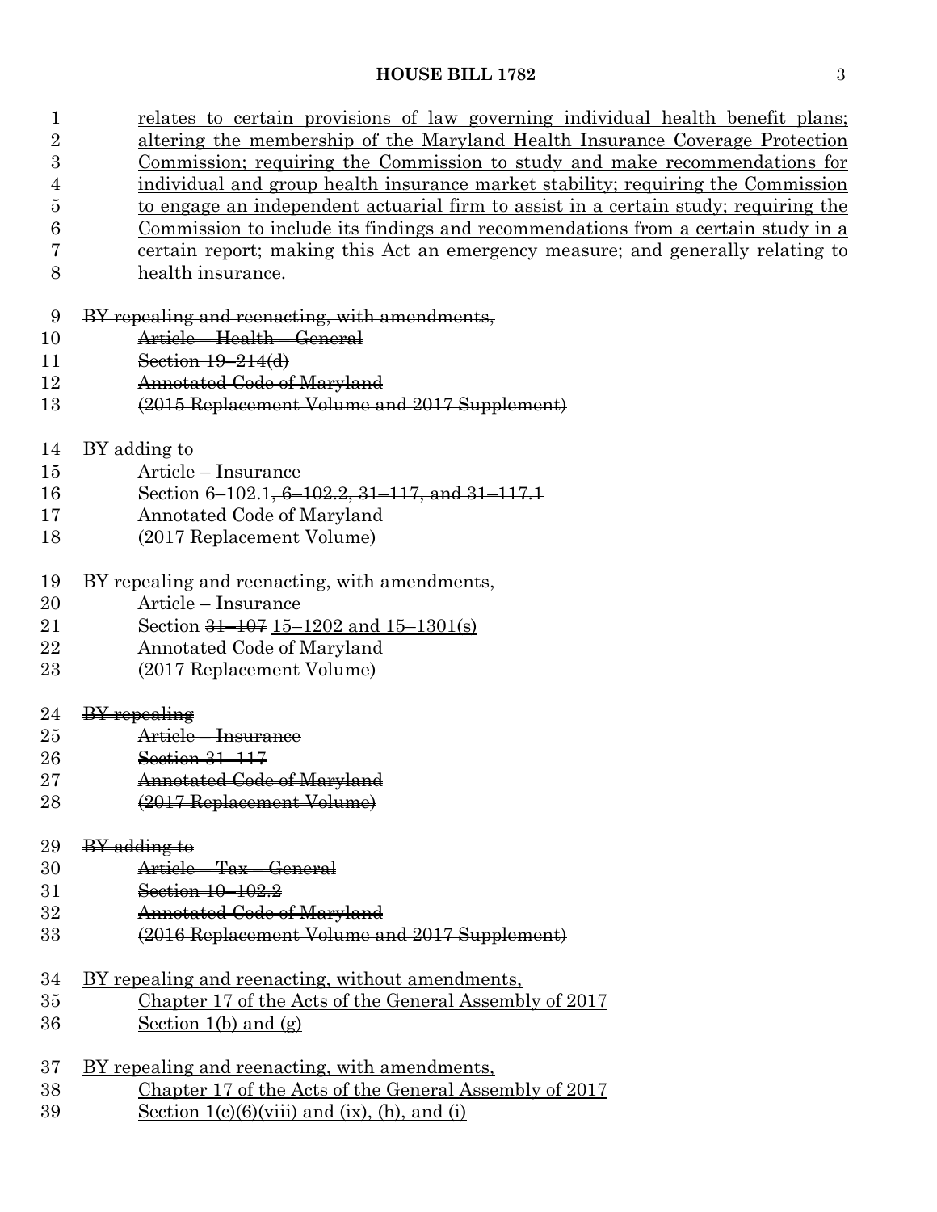relates to certain provisions of law governing individual health benefit plans; altering the membership of the Maryland Health Insurance Coverage Protection Commission; requiring the Commission to study and make recommendations for individual and group health insurance market stability; requiring the Commission to engage an independent actuarial firm to assist in a certain study; requiring the Commission to include its findings and recommendations from a certain study in a certain report; making this Act an emergency measure; and generally relating to health insurance.

~~BY repealing and reenacting, with amendments,~~
~~Article – Health – General~~
~~Section 19–214(d)~~
~~Annotated Code of Maryland~~
~~(2015 Replacement Volume and 2017 Supplement)~~

BY adding to
Article – Insurance
Section 6–102.1~~, 6–102.2, 31–117, and 31–117.1~~
Annotated Code of Maryland
(2017 Replacement Volume)

BY repealing and reenacting, with amendments,
Article – Insurance
Section ~~31–107~~ 15–1202 and 15–1301(s)
Annotated Code of Maryland
(2017 Replacement Volume)

~~BY repealing~~
~~Article – Insurance~~
~~Section 31–117~~
~~Annotated Code of Maryland~~
~~(2017 Replacement Volume)~~

~~BY adding to~~
~~Article – Tax – General~~
~~Section 10–102.2~~
~~Annotated Code of Maryland~~
~~(2016 Replacement Volume and 2017 Supplement)~~

BY repealing and reenacting, without amendments,
Chapter 17 of the Acts of the General Assembly of 2017
Section 1(b) and (g)

BY repealing and reenacting, with amendments,
Chapter 17 of the Acts of the General Assembly of 2017
Section 1(c)(6)(viii) and (ix), (h), and (i)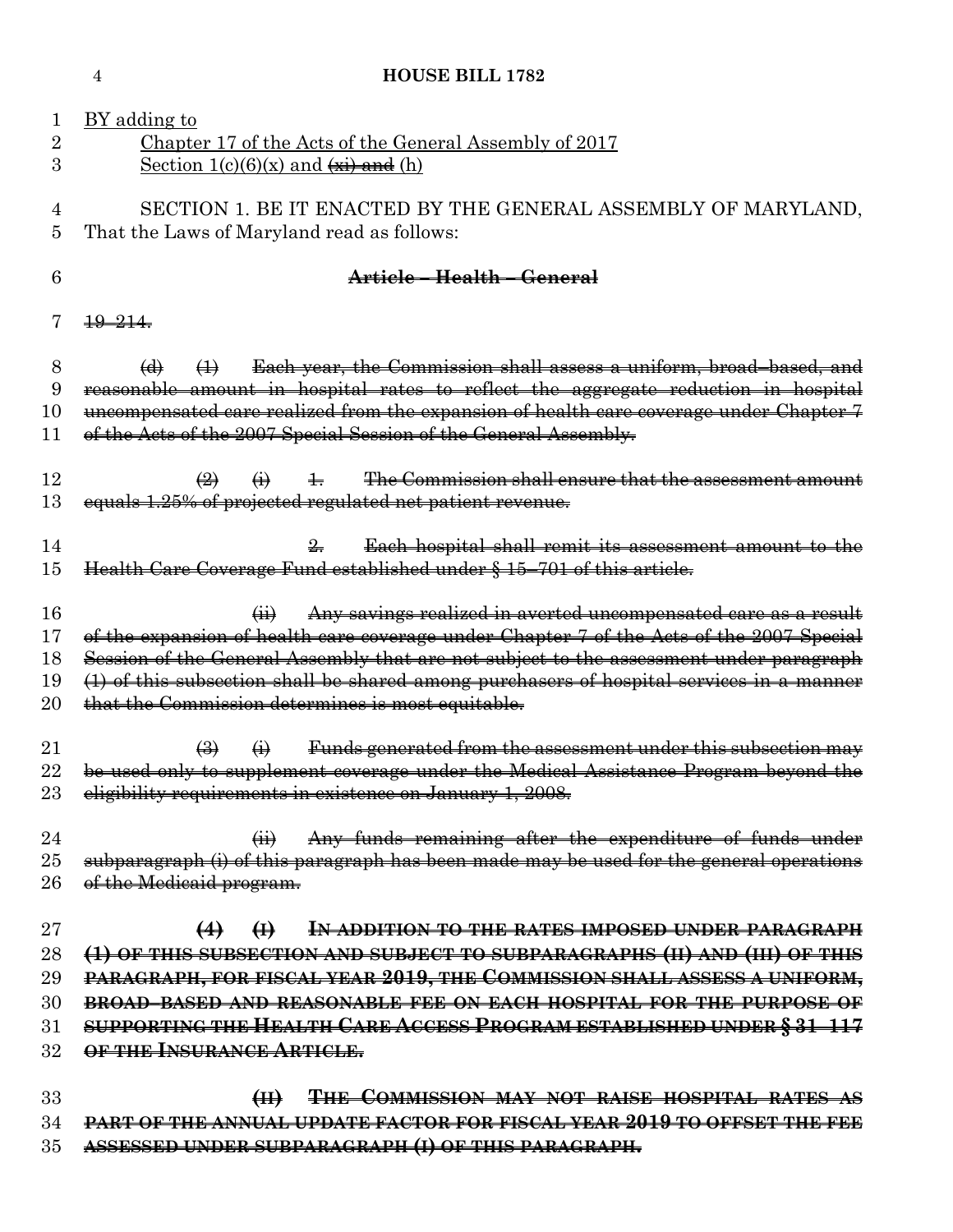BY adding to

Chapter 17 of the Acts of the General Assembly of 2017

Section 1(c)(6)(x) and ~~(xi) and~~ (h)

SECTION 1. BE IT ENACTED BY THE GENERAL ASSEMBLY OF MARYLAND, That the Laws of Maryland read as follows:

~~**Article – Health – General**~~

~~19–214.~~

~~(d) (1) Each year, the Commission shall assess a uniform, broad–based, and reasonable amount in hospital rates to reflect the aggregate reduction in hospital uncompensated care realized from the expansion of health care coverage under Chapter 7 of the Acts of the 2007 Special Session of the General Assembly.~~

~~(2) (i) 1. The Commission shall ensure that the assessment amount equals 1.25% of projected regulated net patient revenue.~~

~~2. Each hospital shall remit its assessment amount to the Health Care Coverage Fund established under § 15–701 of this article.~~

~~(ii) Any savings realized in averted uncompensated care as a result of the expansion of health care coverage under Chapter 7 of the Acts of the 2007 Special Session of the General Assembly that are not subject to the assessment under paragraph (1) of this subsection shall be shared among purchasers of hospital services in a manner that the Commission determines is most equitable.~~

~~(3) (i) Funds generated from the assessment under this subsection may be used only to supplement coverage under the Medical Assistance Program beyond the eligibility requirements in existence on January 1, 2008.~~

~~(ii) Any funds remaining after the expenditure of funds under subparagraph (i) of this paragraph has been made may be used for the general operations of the Medicaid program.~~

~~**(4) (I) IN ADDITION TO THE RATES IMPOSED UNDER PARAGRAPH (1) OF THIS SUBSECTION AND SUBJECT TO SUBPARAGRAPHS (II) AND (III) OF THIS PARAGRAPH, FOR FISCAL YEAR 2019, THE COMMISSION SHALL ASSESS A UNIFORM, BROAD–BASED AND REASONABLE FEE ON EACH HOSPITAL FOR THE PURPOSE OF SUPPORTING THE HEALTH CARE ACCESS PROGRAM ESTABLISHED UNDER § 31–117 OF THE INSURANCE ARTICLE.**~~

~~**(II) THE COMMISSION MAY NOT RAISE HOSPITAL RATES AS PART OF THE ANNUAL UPDATE FACTOR FOR FISCAL YEAR 2019 TO OFFSET THE FEE ASSESSED UNDER SUBPARAGRAPH (I) OF THIS PARAGRAPH.**~~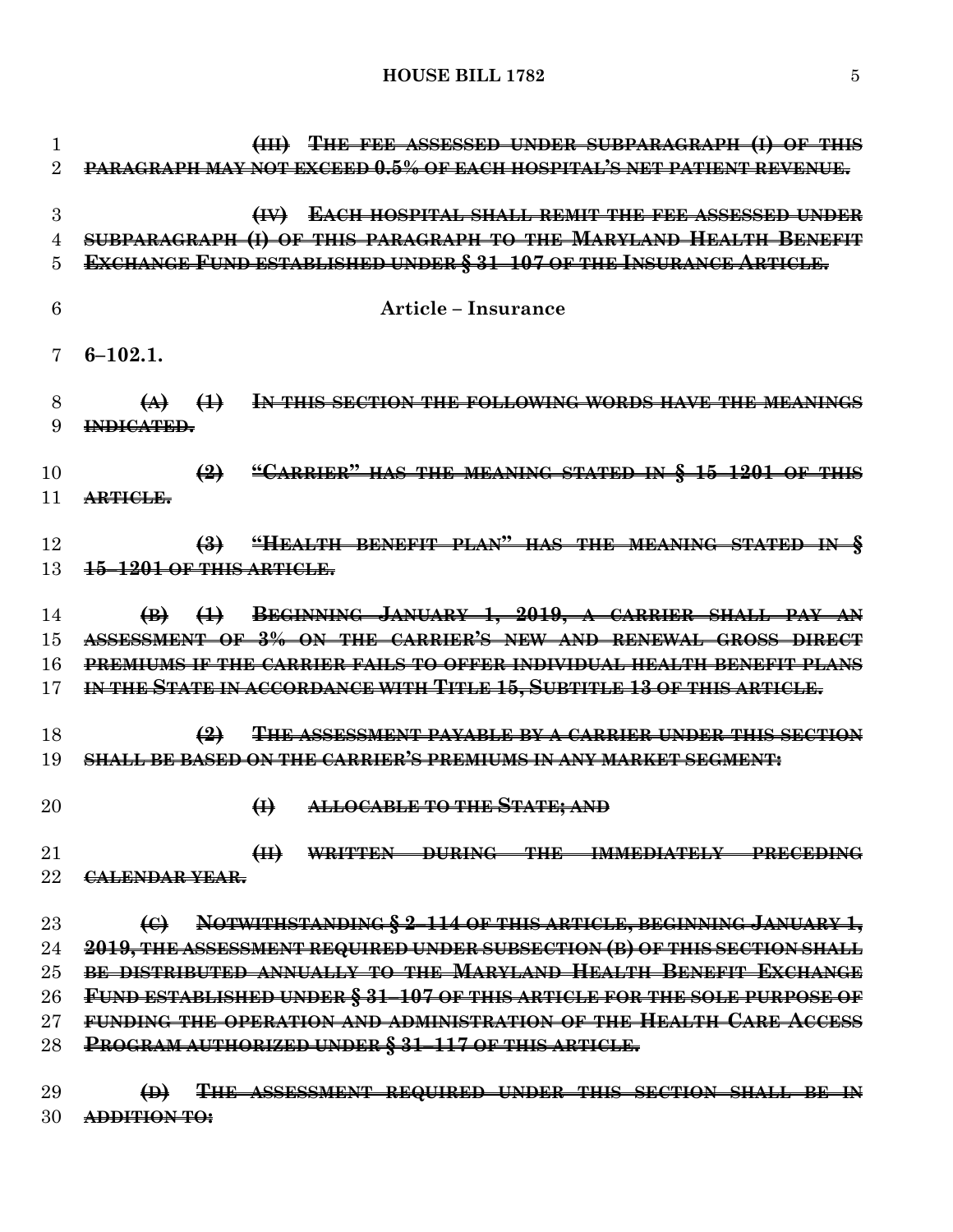~~(III) THE FEE ASSESSED UNDER SUBPARAGRAPH (I) OF THIS PARAGRAPH MAY NOT EXCEED 0.5% OF EACH HOSPITAL'S NET PATIENT REVENUE.~~

~~(IV) EACH HOSPITAL SHALL REMIT THE FEE ASSESSED UNDER SUBPARAGRAPH (I) OF THIS PARAGRAPH TO THE MARYLAND HEALTH BENEFIT EXCHANGE FUND ESTABLISHED UNDER § 31–107 OF THE INSURANCE ARTICLE.~~

**Article – Insurance**

**6–102.1.**

~~(A) (1) IN THIS SECTION THE FOLLOWING WORDS HAVE THE MEANINGS INDICATED.~~

~~(2) "CARRIER" HAS THE MEANING STATED IN § 15–1201 OF THIS ARTICLE.~~

~~(3) "HEALTH BENEFIT PLAN" HAS THE MEANING STATED IN § 15–1201 OF THIS ARTICLE.~~

~~(B) (1) BEGINNING JANUARY 1, 2019, A CARRIER SHALL PAY AN ASSESSMENT OF 3% ON THE CARRIER'S NEW AND RENEWAL GROSS DIRECT PREMIUMS IF THE CARRIER FAILS TO OFFER INDIVIDUAL HEALTH BENEFIT PLANS IN THE STATE IN ACCORDANCE WITH TITLE 15, SUBTITLE 13 OF THIS ARTICLE.~~

~~(2) THE ASSESSMENT PAYABLE BY A CARRIER UNDER THIS SECTION SHALL BE BASED ON THE CARRIER'S PREMIUMS IN ANY MARKET SEGMENT:~~

~~(I) ALLOCABLE TO THE STATE; AND~~

~~(II) WRITTEN DURING THE IMMEDIATELY PRECEDING CALENDAR YEAR.~~

~~(C) NOTWITHSTANDING § 2–114 OF THIS ARTICLE, BEGINNING JANUARY 1, 2019, THE ASSESSMENT REQUIRED UNDER SUBSECTION (B) OF THIS SECTION SHALL BE DISTRIBUTED ANNUALLY TO THE MARYLAND HEALTH BENEFIT EXCHANGE FUND ESTABLISHED UNDER § 31–107 OF THIS ARTICLE FOR THE SOLE PURPOSE OF FUNDING THE OPERATION AND ADMINISTRATION OF THE HEALTH CARE ACCESS PROGRAM AUTHORIZED UNDER § 31–117 OF THIS ARTICLE.~~

~~(D) THE ASSESSMENT REQUIRED UNDER THIS SECTION SHALL BE IN ADDITION TO:~~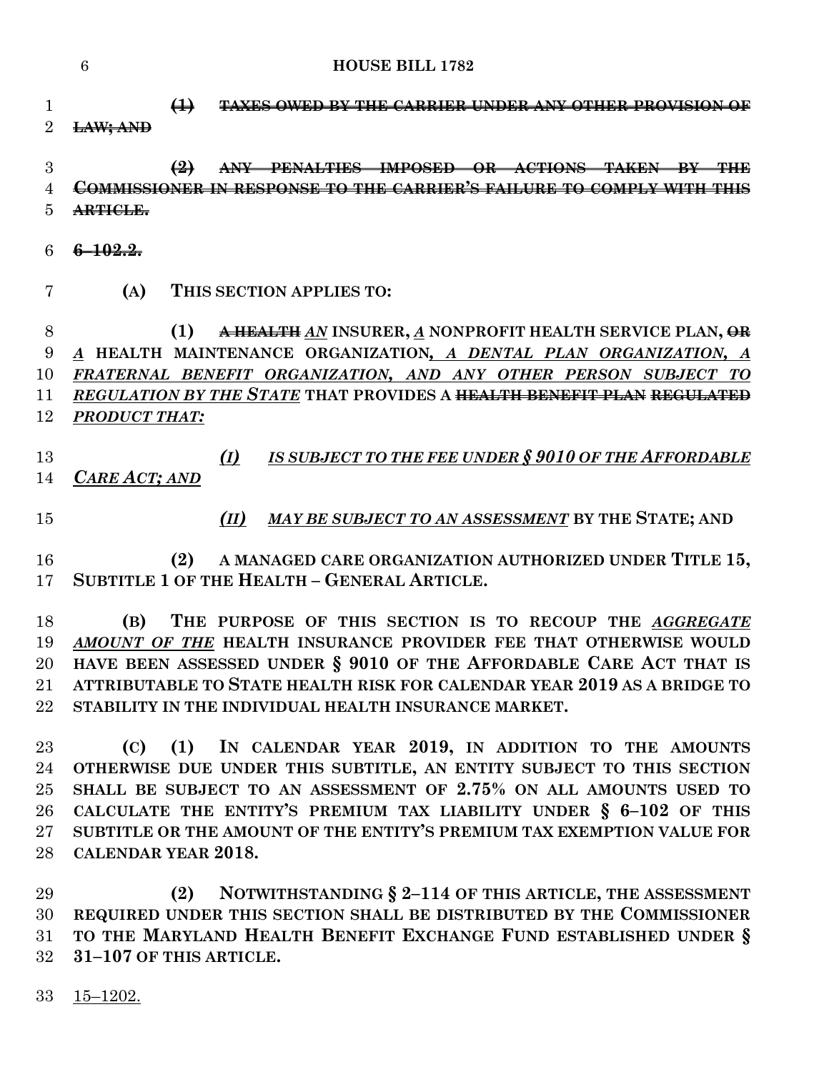~~**(1) TAXES OWED BY THE CARRIER UNDER ANY OTHER PROVISION OF LAW; AND**~~

~~**(2) ANY PENALTIES IMPOSED OR ACTIONS TAKEN BY THE COMMISSIONER IN RESPONSE TO THE CARRIER'S FAILURE TO COMPLY WITH THIS ARTICLE.**~~

~~**6–102.2.**~~

**(A) THIS SECTION APPLIES TO:**

**(1)** ~~**A HEALTH**~~ ***AN*** **INSURER,** ***A*** **NONPROFIT HEALTH SERVICE PLAN,** ~~**OR**~~ ***A*** **HEALTH MAINTENANCE ORGANIZATION*, A DENTAL PLAN ORGANIZATION, A FRATERNAL BENEFIT ORGANIZATION, AND ANY OTHER PERSON SUBJECT TO REGULATION BY THE STATE*** **THAT PROVIDES A** ~~**HEALTH BENEFIT PLAN REGULATED**~~ ***PRODUCT THAT:***

***(I) IS SUBJECT TO THE FEE UNDER § 9010 OF THE AFFORDABLE CARE ACT; AND***

***(II) MAY BE SUBJECT TO AN ASSESSMENT*** **BY THE STATE; AND**

**(2) A MANAGED CARE ORGANIZATION AUTHORIZED UNDER TITLE 15, SUBTITLE 1 OF THE HEALTH – GENERAL ARTICLE.**

**(B) THE PURPOSE OF THIS SECTION IS TO RECOUP THE *AGGREGATE AMOUNT OF THE* HEALTH INSURANCE PROVIDER FEE THAT OTHERWISE WOULD HAVE BEEN ASSESSED UNDER § 9010 OF THE AFFORDABLE CARE ACT THAT IS ATTRIBUTABLE TO STATE HEALTH RISK FOR CALENDAR YEAR 2019 AS A BRIDGE TO STABILITY IN THE INDIVIDUAL HEALTH INSURANCE MARKET.**

**(C) (1) IN CALENDAR YEAR 2019, IN ADDITION TO THE AMOUNTS OTHERWISE DUE UNDER THIS SUBTITLE, AN ENTITY SUBJECT TO THIS SECTION SHALL BE SUBJECT TO AN ASSESSMENT OF 2.75% ON ALL AMOUNTS USED TO CALCULATE THE ENTITY'S PREMIUM TAX LIABILITY UNDER § 6–102 OF THIS SUBTITLE OR THE AMOUNT OF THE ENTITY'S PREMIUM TAX EXEMPTION VALUE FOR CALENDAR YEAR 2018.**

**(2) NOTWITHSTANDING § 2–114 OF THIS ARTICLE, THE ASSESSMENT REQUIRED UNDER THIS SECTION SHALL BE DISTRIBUTED BY THE COMMISSIONER TO THE MARYLAND HEALTH BENEFIT EXCHANGE FUND ESTABLISHED UNDER § 31–107 OF THIS ARTICLE.**

15–1202.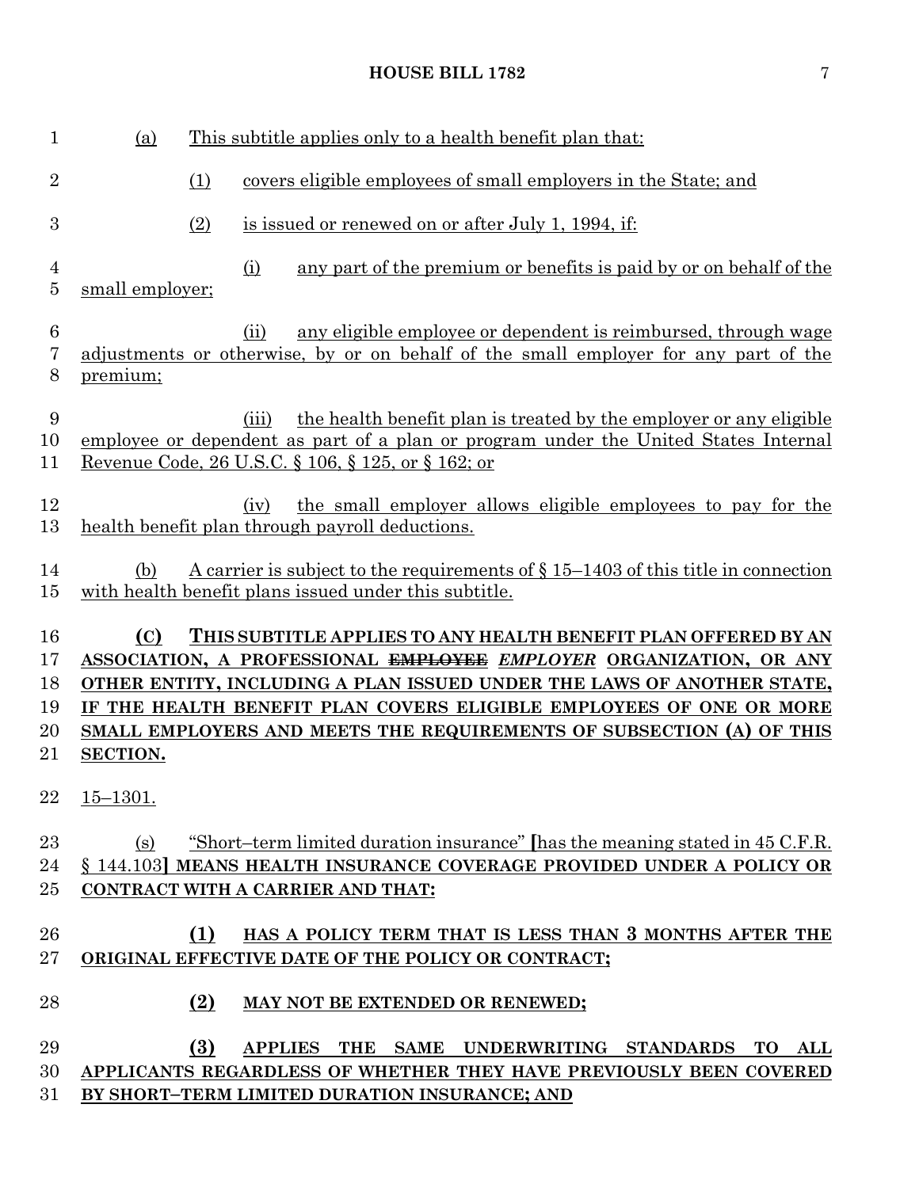(a) This subtitle applies only to a health benefit plan that:

(1) covers eligible employees of small employers in the State; and

(2) is issued or renewed on or after July 1, 1994, if:

(i) any part of the premium or benefits is paid by or on behalf of the small employer;

(ii) any eligible employee or dependent is reimbursed, through wage adjustments or otherwise, by or on behalf of the small employer for any part of the premium;

(iii) the health benefit plan is treated by the employer or any eligible employee or dependent as part of a plan or program under the United States Internal Revenue Code, 26 U.S.C. § 106, § 125, or § 162; or

(iv) the small employer allows eligible employees to pay for the health benefit plan through payroll deductions.

(b) A carrier is subject to the requirements of § 15–1403 of this title in connection with health benefit plans issued under this subtitle.

**(C) THIS SUBTITLE APPLIES TO ANY HEALTH BENEFIT PLAN OFFERED BY AN ASSOCIATION, A PROFESSIONAL ~~EMPLOYEE~~ *EMPLOYER* ORGANIZATION, OR ANY OTHER ENTITY, INCLUDING A PLAN ISSUED UNDER THE LAWS OF ANOTHER STATE, IF THE HEALTH BENEFIT PLAN COVERS ELIGIBLE EMPLOYEES OF ONE OR MORE SMALL EMPLOYERS AND MEETS THE REQUIREMENTS OF SUBSECTION (A) OF THIS SECTION.**

15–1301.

(s) "Short–term limited duration insurance" [has the meaning stated in 45 C.F.R. § 144.103] **MEANS HEALTH INSURANCE COVERAGE PROVIDED UNDER A POLICY OR CONTRACT WITH A CARRIER AND THAT:**

**(1) HAS A POLICY TERM THAT IS LESS THAN 3 MONTHS AFTER THE ORIGINAL EFFECTIVE DATE OF THE POLICY OR CONTRACT;**

**(2) MAY NOT BE EXTENDED OR RENEWED;**

**(3) APPLIES THE SAME UNDERWRITING STANDARDS TO ALL APPLICANTS REGARDLESS OF WHETHER THEY HAVE PREVIOUSLY BEEN COVERED BY SHORT–TERM LIMITED DURATION INSURANCE; AND**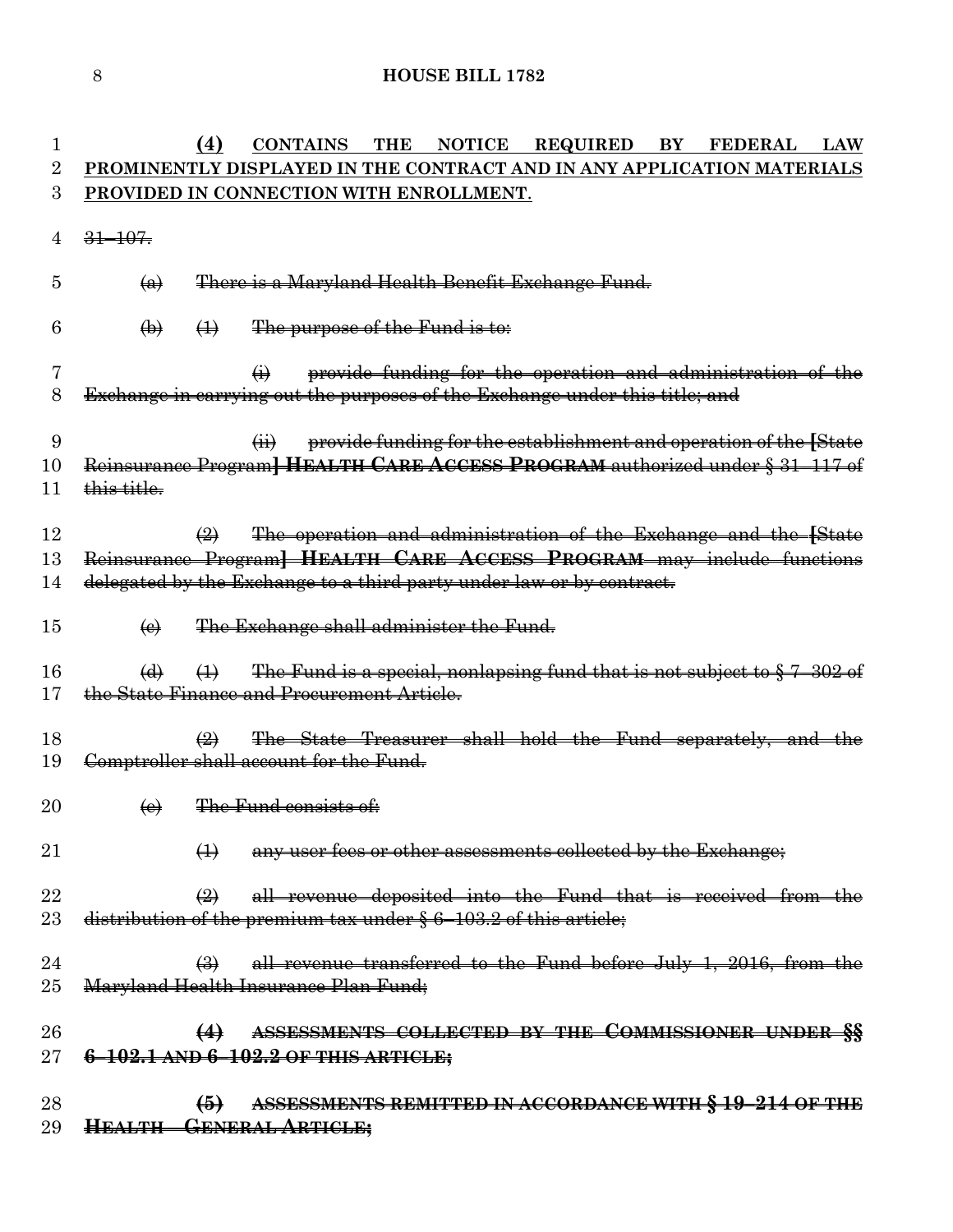(4) CONTAINS THE NOTICE REQUIRED BY FEDERAL LAW PROMINENTLY DISPLAYED IN THE CONTRACT AND IN ANY APPLICATION MATERIALS PROVIDED IN CONNECTION WITH ENROLLMENT.

~~31–107.~~

~~(a) There is a Maryland Health Benefit Exchange Fund.~~

~~(b) (1) The purpose of the Fund is to:~~

~~(i) provide funding for the operation and administration of the Exchange in carrying out the purposes of the Exchange under this title; and~~

~~(ii) provide funding for the establishment and operation of the [State Reinsurance Program] **HEALTH CARE ACCESS PROGRAM** authorized under § 31–117 of this title.~~

~~(2) The operation and administration of the Exchange and the [State Reinsurance Program] **HEALTH CARE ACCESS PROGRAM** may include functions delegated by the Exchange to a third party under law or by contract.~~

~~(c) The Exchange shall administer the Fund.~~

~~(d) (1) The Fund is a special, nonlapsing fund that is not subject to § 7–302 of the State Finance and Procurement Article.~~

~~(2) The State Treasurer shall hold the Fund separately, and the Comptroller shall account for the Fund.~~

~~(e) The Fund consists of:~~

~~(1) any user fees or other assessments collected by the Exchange;~~

~~(2) all revenue deposited into the Fund that is received from the distribution of the premium tax under § 6–103.2 of this article;~~

~~(3) all revenue transferred to the Fund before July 1, 2016, from the Maryland Health Insurance Plan Fund;~~

~~**(4) ASSESSMENTS COLLECTED BY THE COMMISSIONER UNDER §§ 6–102.1 AND 6–102.2 OF THIS ARTICLE;**~~

~~**(5) ASSESSMENTS REMITTED IN ACCORDANCE WITH § 19–214 OF THE HEALTH – GENERAL ARTICLE;**~~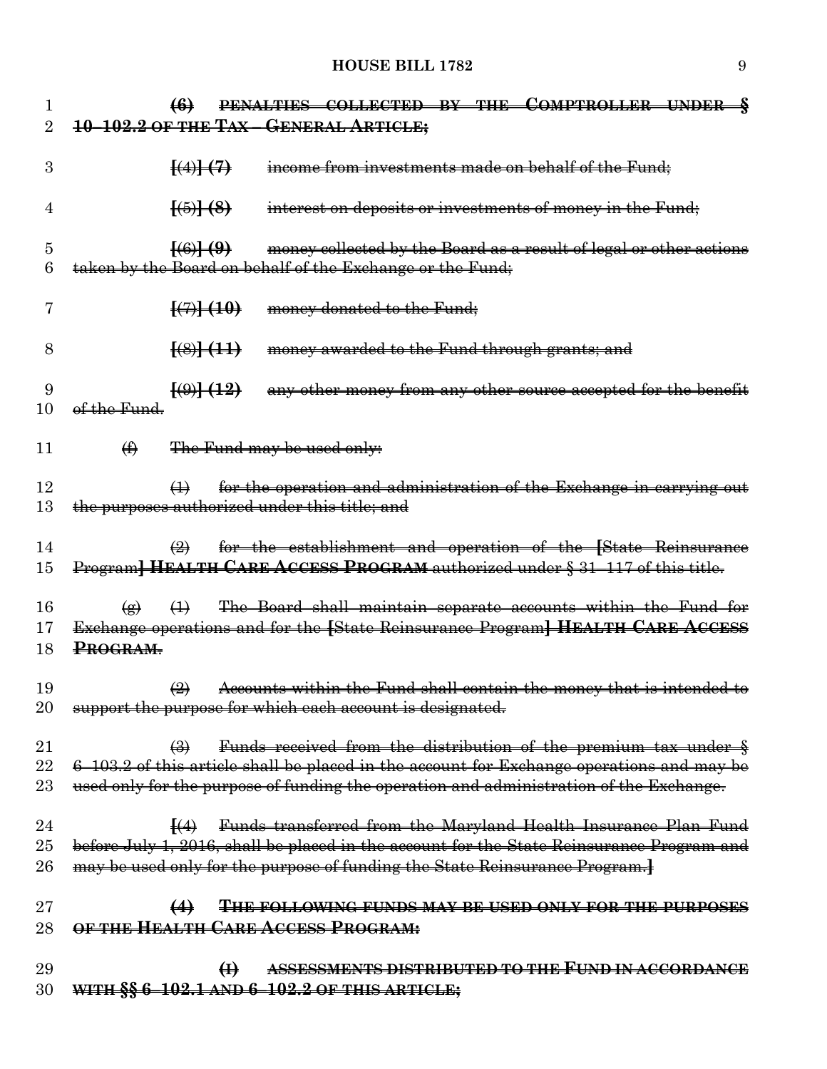(6) PENALTIES COLLECTED BY THE COMPTROLLER UNDER § 10–102.2 OF THE TAX – GENERAL ARTICLE;

[(4)] (7) income from investments made on behalf of the Fund;

[(5)] (8) interest on deposits or investments of money in the Fund;

[(6)] (9) money collected by the Board as a result of legal or other actions taken by the Board on behalf of the Exchange or the Fund;

[(7)] (10) money donated to the Fund;

[(8)] (11) money awarded to the Fund through grants; and

[(9)] (12) any other money from any other source accepted for the benefit of the Fund.

(f) The Fund may be used only:

(1) for the operation and administration of the Exchange in carrying out the purposes authorized under this title; and

(2) for the establishment and operation of the [State Reinsurance Program] **HEALTH CARE ACCESS PROGRAM** authorized under § 31–117 of this title.

(g) (1) The Board shall maintain separate accounts within the Fund for Exchange operations and for the [State Reinsurance Program] **HEALTH CARE ACCESS PROGRAM.**

(2) Accounts within the Fund shall contain the money that is intended to support the purpose for which each account is designated.

(3) Funds received from the distribution of the premium tax under § 6–103.2 of this article shall be placed in the account for Exchange operations and may be used only for the purpose of funding the operation and administration of the Exchange.

[(4) Funds transferred from the Maryland Health Insurance Plan Fund before July 1, 2016, shall be placed in the account for the State Reinsurance Program and may be used only for the purpose of funding the State Reinsurance Program.]

**(4) THE FOLLOWING FUNDS MAY BE USED ONLY FOR THE PURPOSES OF THE HEALTH CARE ACCESS PROGRAM:**

**(I) ASSESSMENTS DISTRIBUTED TO THE FUND IN ACCORDANCE WITH §§ 6–102.1 AND 6–102.2 OF THIS ARTICLE;**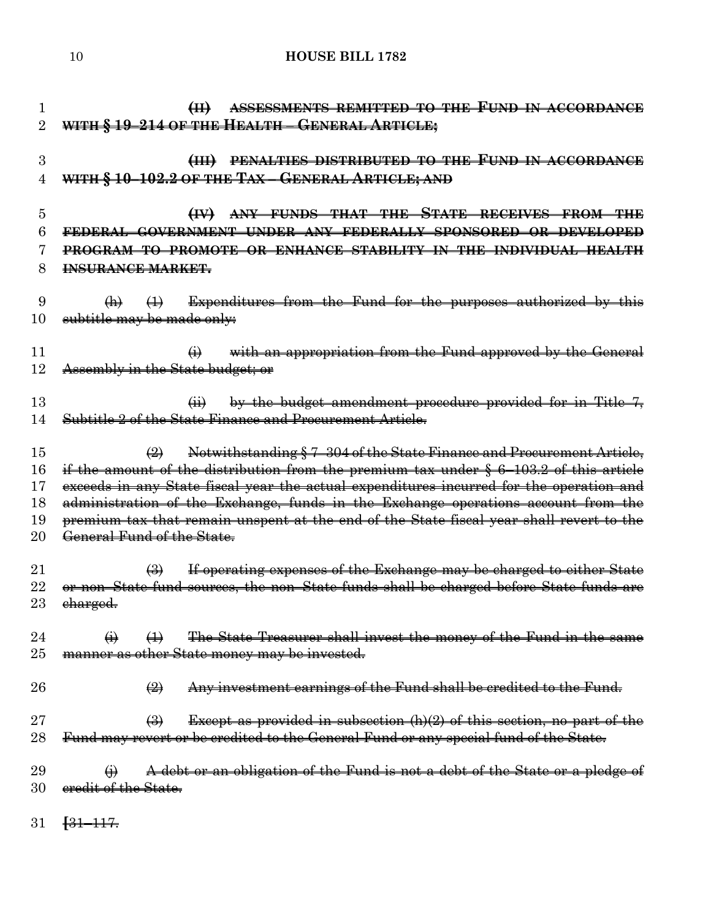(II) ASSESSMENTS REMITTED TO THE FUND IN ACCORDANCE WITH § 19–214 OF THE HEALTH – GENERAL ARTICLE;

(III) PENALTIES DISTRIBUTED TO THE FUND IN ACCORDANCE WITH § 10–102.2 OF THE TAX – GENERAL ARTICLE; AND

(IV) ANY FUNDS THAT THE STATE RECEIVES FROM THE FEDERAL GOVERNMENT UNDER ANY FEDERALLY SPONSORED OR DEVELOPED PROGRAM TO PROMOTE OR ENHANCE STABILITY IN THE INDIVIDUAL HEALTH INSURANCE MARKET.

(h) (1) Expenditures from the Fund for the purposes authorized by this subtitle may be made only:

(i) with an appropriation from the Fund approved by the General Assembly in the State budget; or

(ii) by the budget amendment procedure provided for in Title 7, Subtitle 2 of the State Finance and Procurement Article.

(2) Notwithstanding § 7–304 of the State Finance and Procurement Article, if the amount of the distribution from the premium tax under § 6–103.2 of this article exceeds in any State fiscal year the actual expenditures incurred for the operation and administration of the Exchange, funds in the Exchange operations account from the premium tax that remain unspent at the end of the State fiscal year shall revert to the General Fund of the State.

(3) If operating expenses of the Exchange may be charged to either State or non–State fund sources, the non–State funds shall be charged before State funds are charged.

(i) (1) The State Treasurer shall invest the money of the Fund in the same manner as other State money may be invested.

(2) Any investment earnings of the Fund shall be credited to the Fund.

(3) Except as provided in subsection (h)(2) of this section, no part of the Fund may revert or be credited to the General Fund or any special fund of the State.

(j) A debt or an obligation of the Fund is not a debt of the State or a pledge of credit of the State.

[31–117.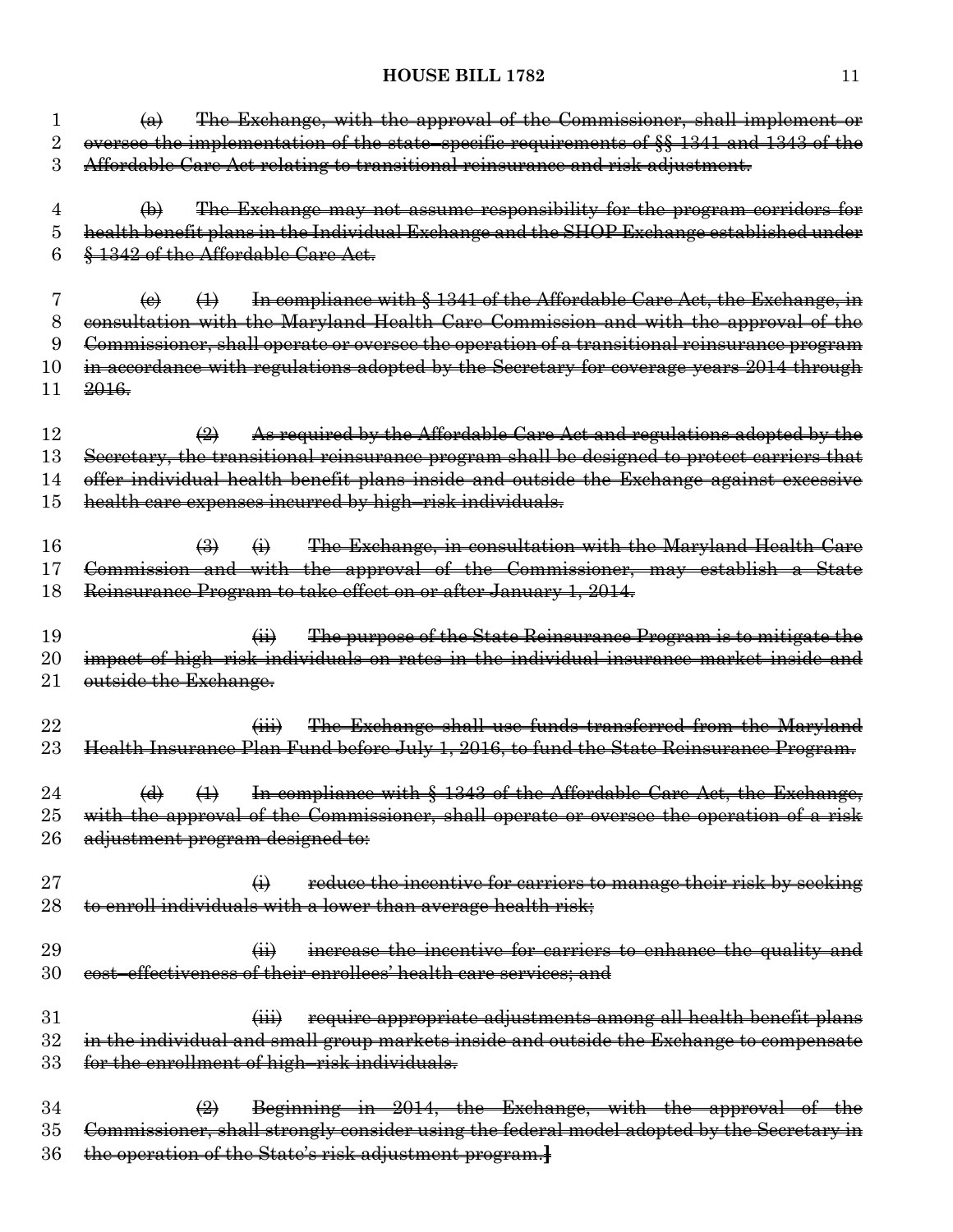~~(a) The Exchange, with the approval of the Commissioner, shall implement or oversee the implementation of the state–specific requirements of §§ 1341 and 1343 of the Affordable Care Act relating to transitional reinsurance and risk adjustment.~~

~~(b) The Exchange may not assume responsibility for the program corridors for health benefit plans in the Individual Exchange and the SHOP Exchange established under § 1342 of the Affordable Care Act.~~

~~(c) (1) In compliance with § 1341 of the Affordable Care Act, the Exchange, in consultation with the Maryland Health Care Commission and with the approval of the Commissioner, shall operate or oversee the operation of a transitional reinsurance program in accordance with regulations adopted by the Secretary for coverage years 2014 through 2016.~~

~~(2) As required by the Affordable Care Act and regulations adopted by the Secretary, the transitional reinsurance program shall be designed to protect carriers that offer individual health benefit plans inside and outside the Exchange against excessive health care expenses incurred by high–risk individuals.~~

~~(3) (i) The Exchange, in consultation with the Maryland Health Care Commission and with the approval of the Commissioner, may establish a State Reinsurance Program to take effect on or after January 1, 2014.~~

~~(ii) The purpose of the State Reinsurance Program is to mitigate the impact of high–risk individuals on rates in the individual insurance market inside and outside the Exchange.~~

~~(iii) The Exchange shall use funds transferred from the Maryland Health Insurance Plan Fund before July 1, 2016, to fund the State Reinsurance Program.~~

~~(d) (1) In compliance with § 1343 of the Affordable Care Act, the Exchange, with the approval of the Commissioner, shall operate or oversee the operation of a risk adjustment program designed to:~~

~~(i) reduce the incentive for carriers to manage their risk by seeking to enroll individuals with a lower than average health risk;~~

~~(ii) increase the incentive for carriers to enhance the quality and cost–effectiveness of their enrollees' health care services; and~~

~~(iii) require appropriate adjustments among all health benefit plans in the individual and small group markets inside and outside the Exchange to compensate for the enrollment of high–risk individuals.~~

~~(2) Beginning in 2014, the Exchange, with the approval of the Commissioner, shall strongly consider using the federal model adopted by the Secretary in the operation of the State's risk adjustment program.~~]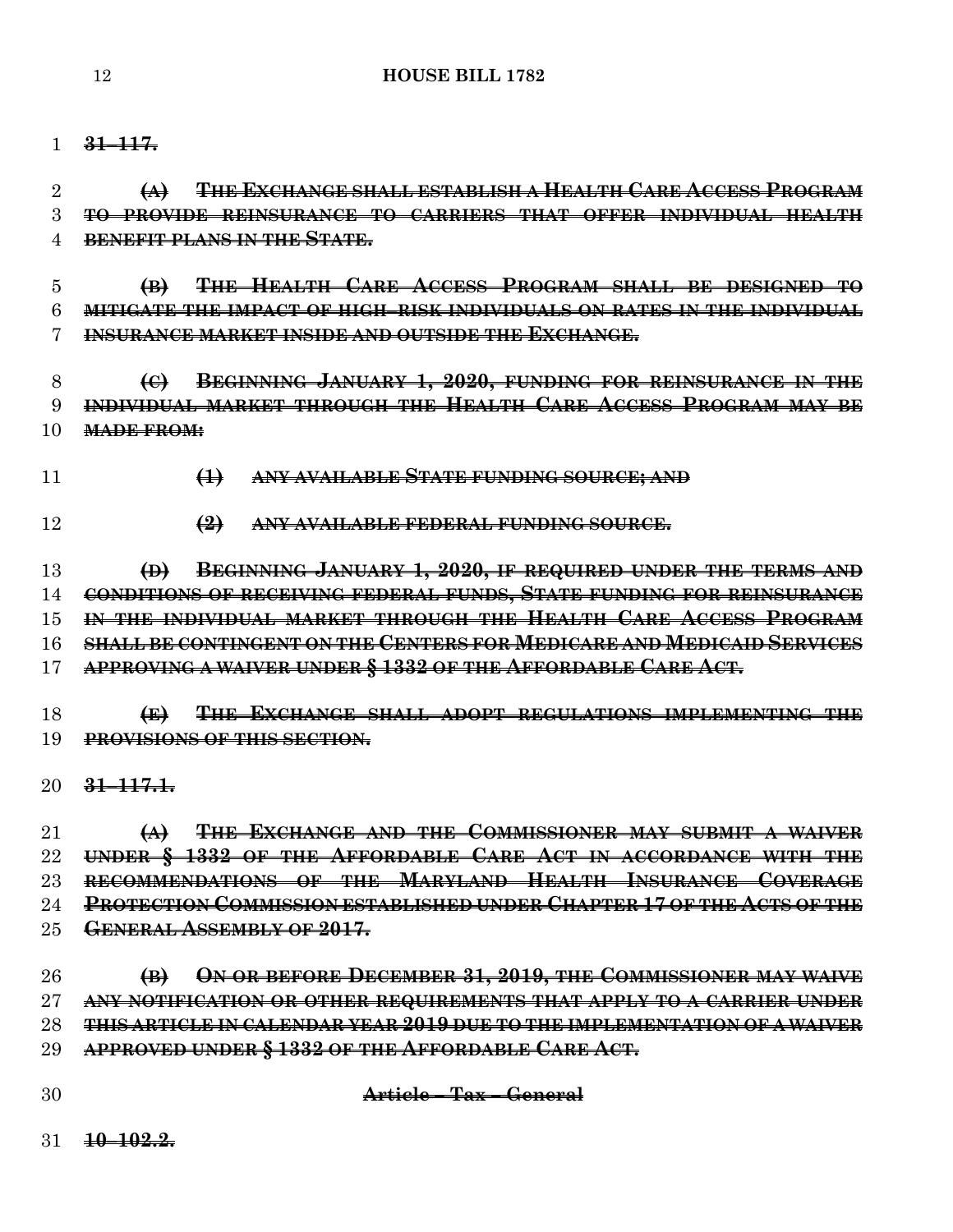**~~31–117.~~**

**~~(A) THE EXCHANGE SHALL ESTABLISH A HEALTH CARE ACCESS PROGRAM TO PROVIDE REINSURANCE TO CARRIERS THAT OFFER INDIVIDUAL HEALTH BENEFIT PLANS IN THE STATE.~~**

**~~(B) THE HEALTH CARE ACCESS PROGRAM SHALL BE DESIGNED TO MITIGATE THE IMPACT OF HIGH–RISK INDIVIDUALS ON RATES IN THE INDIVIDUAL INSURANCE MARKET INSIDE AND OUTSIDE THE EXCHANGE.~~**

**~~(C) BEGINNING JANUARY 1, 2020, FUNDING FOR REINSURANCE IN THE INDIVIDUAL MARKET THROUGH THE HEALTH CARE ACCESS PROGRAM MAY BE MADE FROM:~~**

**~~(1) ANY AVAILABLE STATE FUNDING SOURCE; AND~~**

**~~(2) ANY AVAILABLE FEDERAL FUNDING SOURCE.~~**

**~~(D) BEGINNING JANUARY 1, 2020, IF REQUIRED UNDER THE TERMS AND CONDITIONS OF RECEIVING FEDERAL FUNDS, STATE FUNDING FOR REINSURANCE IN THE INDIVIDUAL MARKET THROUGH THE HEALTH CARE ACCESS PROGRAM SHALL BE CONTINGENT ON THE CENTERS FOR MEDICARE AND MEDICAID SERVICES APPROVING A WAIVER UNDER § 1332 OF THE AFFORDABLE CARE ACT.~~**

**~~(E) THE EXCHANGE SHALL ADOPT REGULATIONS IMPLEMENTING THE PROVISIONS OF THIS SECTION.~~**

**~~31–117.1.~~**

**~~(A) THE EXCHANGE AND THE COMMISSIONER MAY SUBMIT A WAIVER UNDER § 1332 OF THE AFFORDABLE CARE ACT IN ACCORDANCE WITH THE RECOMMENDATIONS OF THE MARYLAND HEALTH INSURANCE COVERAGE PROTECTION COMMISSION ESTABLISHED UNDER CHAPTER 17 OF THE ACTS OF THE GENERAL ASSEMBLY OF 2017.~~**

**~~(B) ON OR BEFORE DECEMBER 31, 2019, THE COMMISSIONER MAY WAIVE ANY NOTIFICATION OR OTHER REQUIREMENTS THAT APPLY TO A CARRIER UNDER THIS ARTICLE IN CALENDAR YEAR 2019 DUE TO THE IMPLEMENTATION OF A WAIVER APPROVED UNDER § 1332 OF THE AFFORDABLE CARE ACT.~~**

**~~Article – Tax – General~~**

**~~10–102.2.~~**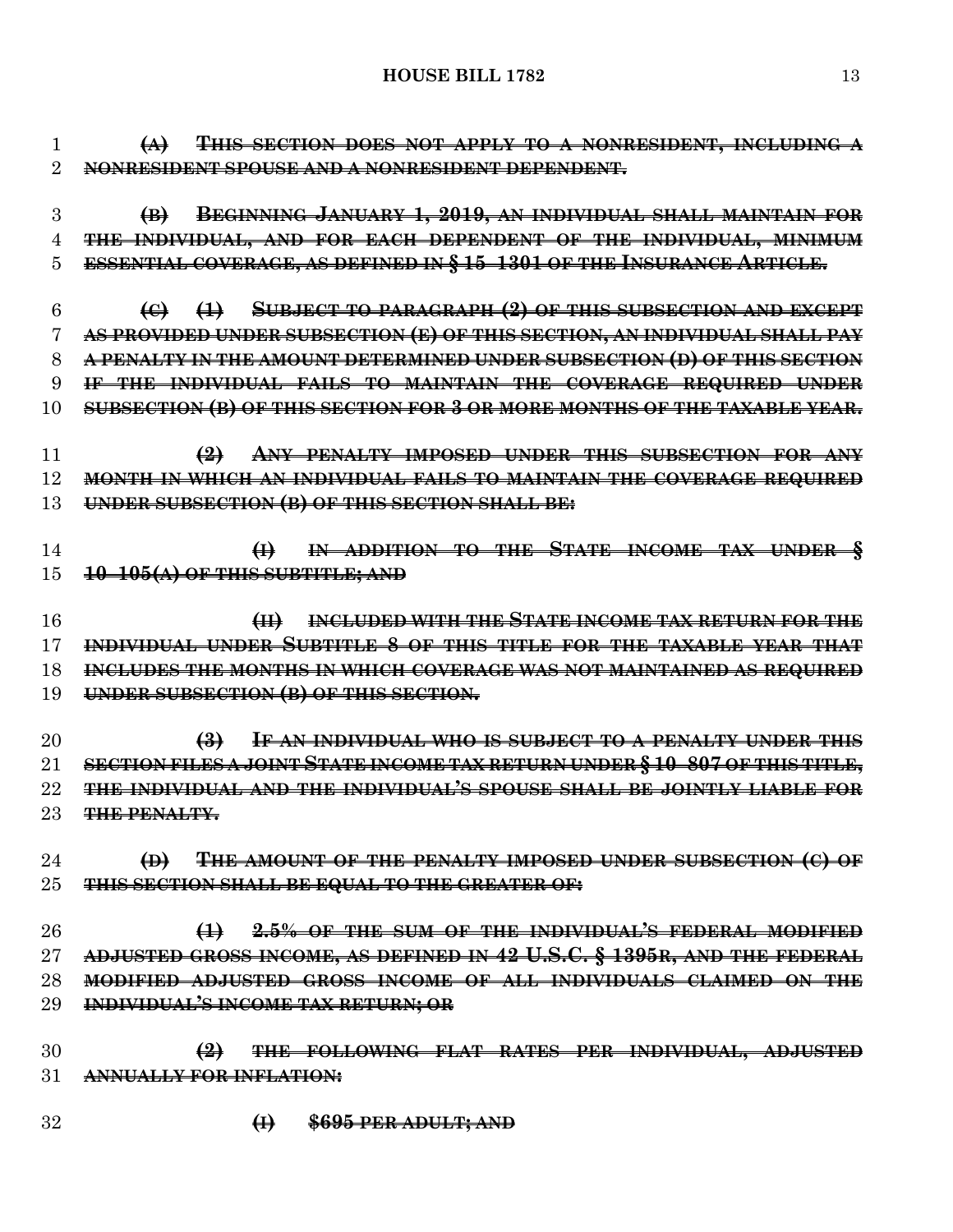~~**(A) THIS SECTION DOES NOT APPLY TO A NONRESIDENT, INCLUDING A NONRESIDENT SPOUSE AND A NONRESIDENT DEPENDENT.**~~

~~**(B) BEGINNING JANUARY 1, 2019, AN INDIVIDUAL SHALL MAINTAIN FOR THE INDIVIDUAL, AND FOR EACH DEPENDENT OF THE INDIVIDUAL, MINIMUM ESSENTIAL COVERAGE, AS DEFINED IN § 15–1301 OF THE INSURANCE ARTICLE.**~~

~~**(C) (1) SUBJECT TO PARAGRAPH (2) OF THIS SUBSECTION AND EXCEPT AS PROVIDED UNDER SUBSECTION (E) OF THIS SECTION, AN INDIVIDUAL SHALL PAY A PENALTY IN THE AMOUNT DETERMINED UNDER SUBSECTION (D) OF THIS SECTION IF THE INDIVIDUAL FAILS TO MAINTAIN THE COVERAGE REQUIRED UNDER SUBSECTION (B) OF THIS SECTION FOR 3 OR MORE MONTHS OF THE TAXABLE YEAR.**~~

~~**(2) ANY PENALTY IMPOSED UNDER THIS SUBSECTION FOR ANY MONTH IN WHICH AN INDIVIDUAL FAILS TO MAINTAIN THE COVERAGE REQUIRED UNDER SUBSECTION (B) OF THIS SECTION SHALL BE:**~~

~~**(I) IN ADDITION TO THE STATE INCOME TAX UNDER § 10–105(A) OF THIS SUBTITLE; AND**~~

~~**(II) INCLUDED WITH THE STATE INCOME TAX RETURN FOR THE INDIVIDUAL UNDER SUBTITLE 8 OF THIS TITLE FOR THE TAXABLE YEAR THAT INCLUDES THE MONTHS IN WHICH COVERAGE WAS NOT MAINTAINED AS REQUIRED UNDER SUBSECTION (B) OF THIS SECTION.**~~

~~**(3) IF AN INDIVIDUAL WHO IS SUBJECT TO A PENALTY UNDER THIS SECTION FILES A JOINT STATE INCOME TAX RETURN UNDER § 10–807 OF THIS TITLE, THE INDIVIDUAL AND THE INDIVIDUAL'S SPOUSE SHALL BE JOINTLY LIABLE FOR THE PENALTY.**~~

~~**(D) THE AMOUNT OF THE PENALTY IMPOSED UNDER SUBSECTION (C) OF THIS SECTION SHALL BE EQUAL TO THE GREATER OF:**~~

~~**(1) 2.5% OF THE SUM OF THE INDIVIDUAL'S FEDERAL MODIFIED ADJUSTED GROSS INCOME, AS DEFINED IN 42 U.S.C. § 1395R, AND THE FEDERAL MODIFIED ADJUSTED GROSS INCOME OF ALL INDIVIDUALS CLAIMED ON THE INDIVIDUAL'S INCOME TAX RETURN; OR**~~

~~**(2) THE FOLLOWING FLAT RATES PER INDIVIDUAL, ADJUSTED ANNUALLY FOR INFLATION:**~~

~~**(I) $695 PER ADULT; AND**~~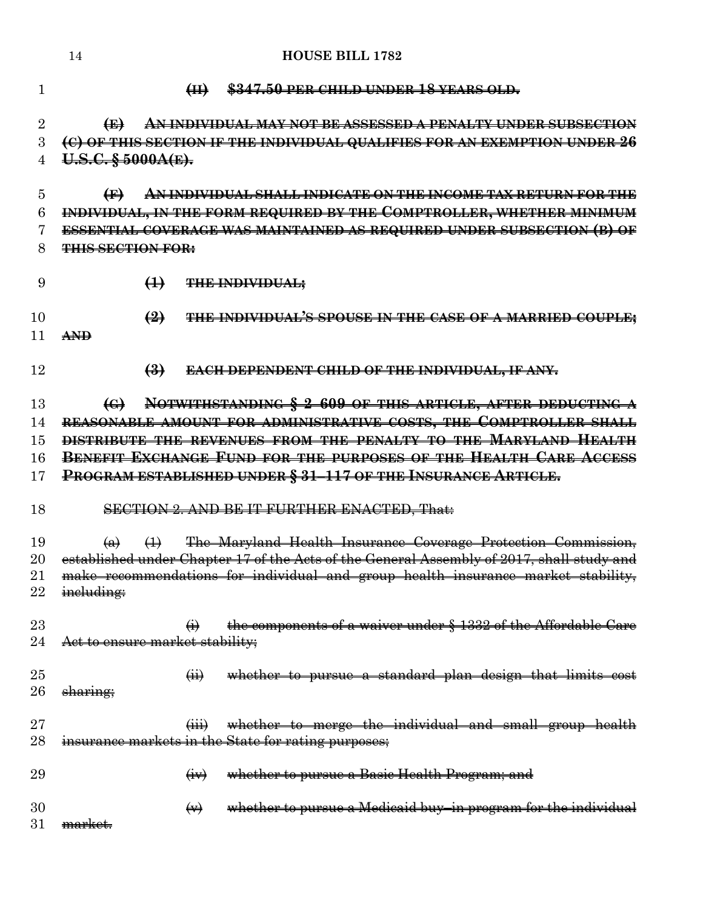~~**(II) $347.50 PER CHILD UNDER 18 YEARS OLD.**~~

~~**(E) AN INDIVIDUAL MAY NOT BE ASSESSED A PENALTY UNDER SUBSECTION (C) OF THIS SECTION IF THE INDIVIDUAL QUALIFIES FOR AN EXEMPTION UNDER 26 U.S.C. § 5000A(E).**~~

~~**(F) AN INDIVIDUAL SHALL INDICATE ON THE INCOME TAX RETURN FOR THE INDIVIDUAL, IN THE FORM REQUIRED BY THE COMPTROLLER, WHETHER MINIMUM ESSENTIAL COVERAGE WAS MAINTAINED AS REQUIRED UNDER SUBSECTION (B) OF THIS SECTION FOR:**~~

~~**(1) THE INDIVIDUAL;**~~

~~**(2) THE INDIVIDUAL'S SPOUSE IN THE CASE OF A MARRIED COUPLE; AND**~~

~~**(3) EACH DEPENDENT CHILD OF THE INDIVIDUAL, IF ANY.**~~

~~**(G) NOTWITHSTANDING § 2–609 OF THIS ARTICLE, AFTER DEDUCTING A REASONABLE AMOUNT FOR ADMINISTRATIVE COSTS, THE COMPTROLLER SHALL DISTRIBUTE THE REVENUES FROM THE PENALTY TO THE MARYLAND HEALTH BENEFIT EXCHANGE FUND FOR THE PURPOSES OF THE HEALTH CARE ACCESS PROGRAM ESTABLISHED UNDER § 31–117 OF THE INSURANCE ARTICLE.**~~

~~SECTION 2. AND BE IT FURTHER ENACTED, That:~~

~~(a) (1) The Maryland Health Insurance Coverage Protection Commission, established under Chapter 17 of the Acts of the General Assembly of 2017, shall study and make recommendations for individual and group health insurance market stability, including:~~

~~(i) the components of a waiver under § 1332 of the Affordable Care Act to ensure market stability;~~

~~(ii) whether to pursue a standard plan design that limits cost sharing;~~

~~(iii) whether to merge the individual and small group health insurance markets in the State for rating purposes;~~

~~(iv) whether to pursue a Basic Health Program; and~~

~~(v) whether to pursue a Medicaid buy–in program for the individual market.~~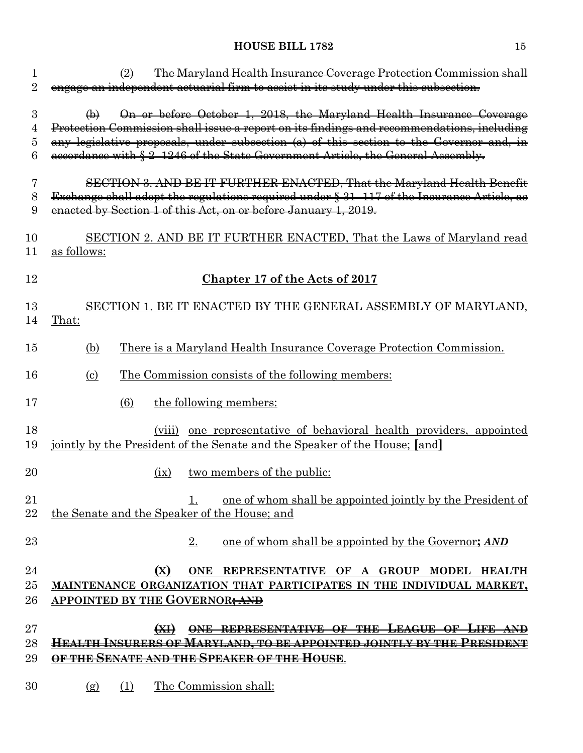~~(2) The Maryland Health Insurance Coverage Protection Commission shall engage an independent actuarial firm to assist in its study under this subsection.~~

~~(b) On or before October 1, 2018, the Maryland Health Insurance Coverage Protection Commission shall issue a report on its findings and recommendations, including any legislative proposals, under subsection (a) of this section to the Governor and, in accordance with § 2–1246 of the State Government Article, the General Assembly.~~

~~SECTION 3. AND BE IT FURTHER ENACTED, That the Maryland Health Benefit Exchange shall adopt the regulations required under § 31–117 of the Insurance Article, as enacted by Section 1 of this Act, on or before January 1, 2019.~~

<u>SECTION 2. AND BE IT FURTHER ENACTED, That the Laws of Maryland read as follows:</u>

**<u>Chapter 17 of the Acts of 2017</u>**

<u>SECTION 1. BE IT ENACTED BY THE GENERAL ASSEMBLY OF MARYLAND, That:</u>

<u>(b) There is a Maryland Health Insurance Coverage Protection Commission.</u>

<u>(c) The Commission consists of the following members:</u>

<u>(6) the following members:</u>

<u>(viii) one representative of behavioral health providers, appointed jointly by the President of the Senate and the Speaker of the House;</u> **[**and**]**

<u>(ix) two members of the public:</u>

<u>1. one of whom shall be appointed jointly by the President of the Senate and the Speaker of the House; and</u>

<u>2. one of whom shall be appointed by the Governor</u>**;** ***AND***

<u>**(X) ONE REPRESENTATIVE OF A GROUP MODEL HEALTH MAINTENANCE ORGANIZATION THAT PARTICIPATES IN THE INDIVIDUAL MARKET, APPOINTED BY THE GOVERNOR**</u>~~**; AND**~~

~~**(XI) ONE REPRESENTATIVE OF THE LEAGUE OF LIFE AND HEALTH INSURERS OF MARYLAND, TO BE APPOINTED JOINTLY BY THE PRESIDENT OF THE SENATE AND THE SPEAKER OF THE HOUSE**~~.

<u>(g) (1) The Commission shall:</u>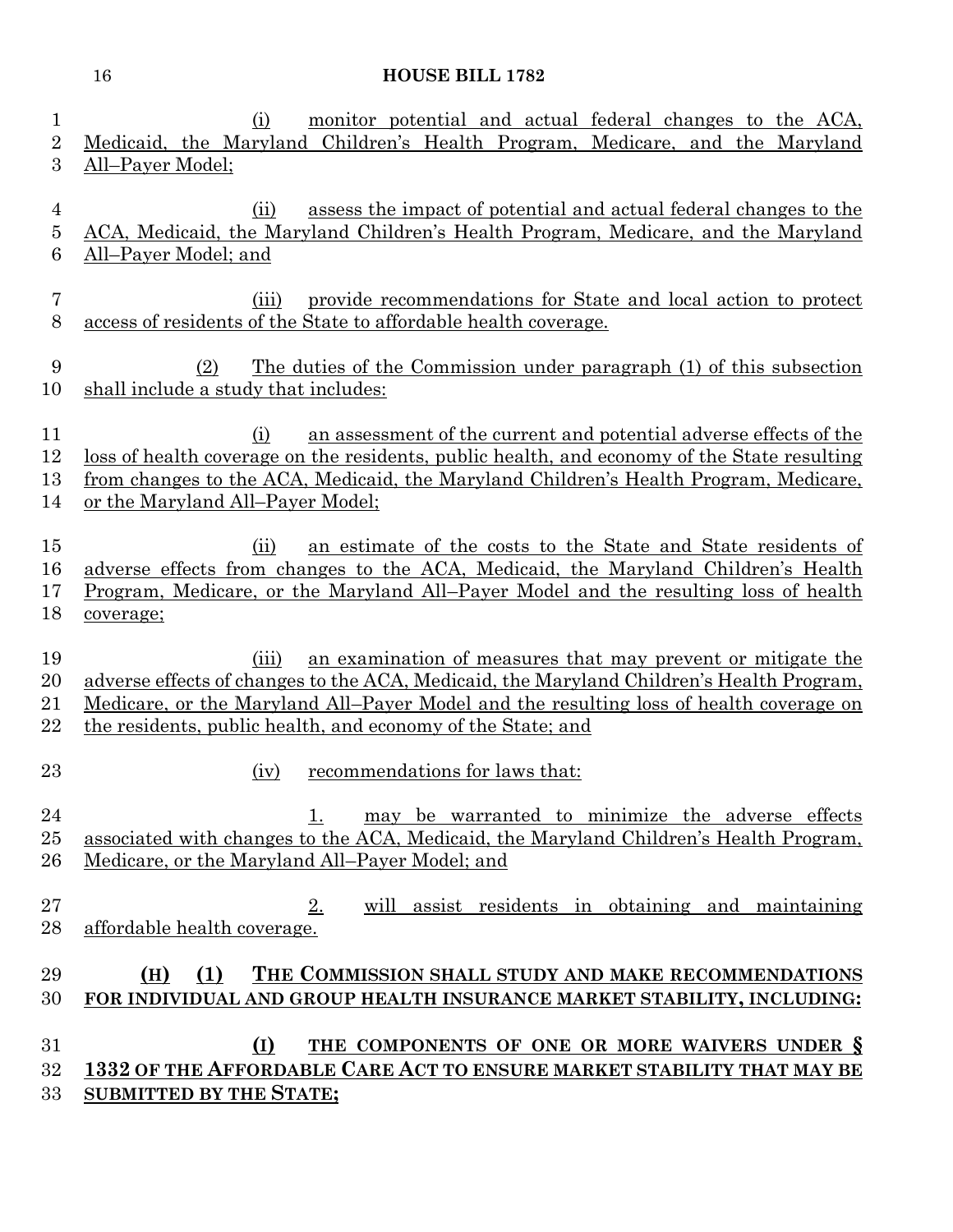(i) monitor potential and actual federal changes to the ACA, Medicaid, the Maryland Children's Health Program, Medicare, and the Maryland All–Payer Model;

(ii) assess the impact of potential and actual federal changes to the ACA, Medicaid, the Maryland Children's Health Program, Medicare, and the Maryland All–Payer Model; and

(iii) provide recommendations for State and local action to protect access of residents of the State to affordable health coverage.

(2) The duties of the Commission under paragraph (1) of this subsection shall include a study that includes:

(i) an assessment of the current and potential adverse effects of the loss of health coverage on the residents, public health, and economy of the State resulting from changes to the ACA, Medicaid, the Maryland Children's Health Program, Medicare, or the Maryland All–Payer Model;

(ii) an estimate of the costs to the State and State residents of adverse effects from changes to the ACA, Medicaid, the Maryland Children's Health Program, Medicare, or the Maryland All–Payer Model and the resulting loss of health coverage;

(iii) an examination of measures that may prevent or mitigate the adverse effects of changes to the ACA, Medicaid, the Maryland Children's Health Program, Medicare, or the Maryland All–Payer Model and the resulting loss of health coverage on the residents, public health, and economy of the State; and

(iv) recommendations for laws that:

1. may be warranted to minimize the adverse effects associated with changes to the ACA, Medicaid, the Maryland Children's Health Program, Medicare, or the Maryland All–Payer Model; and

2. will assist residents in obtaining and maintaining affordable health coverage.

**(H) (1) THE COMMISSION SHALL STUDY AND MAKE RECOMMENDATIONS FOR INDIVIDUAL AND GROUP HEALTH INSURANCE MARKET STABILITY, INCLUDING:**

**(I) THE COMPONENTS OF ONE OR MORE WAIVERS UNDER § 1332 OF THE AFFORDABLE CARE ACT TO ENSURE MARKET STABILITY THAT MAY BE SUBMITTED BY THE STATE;**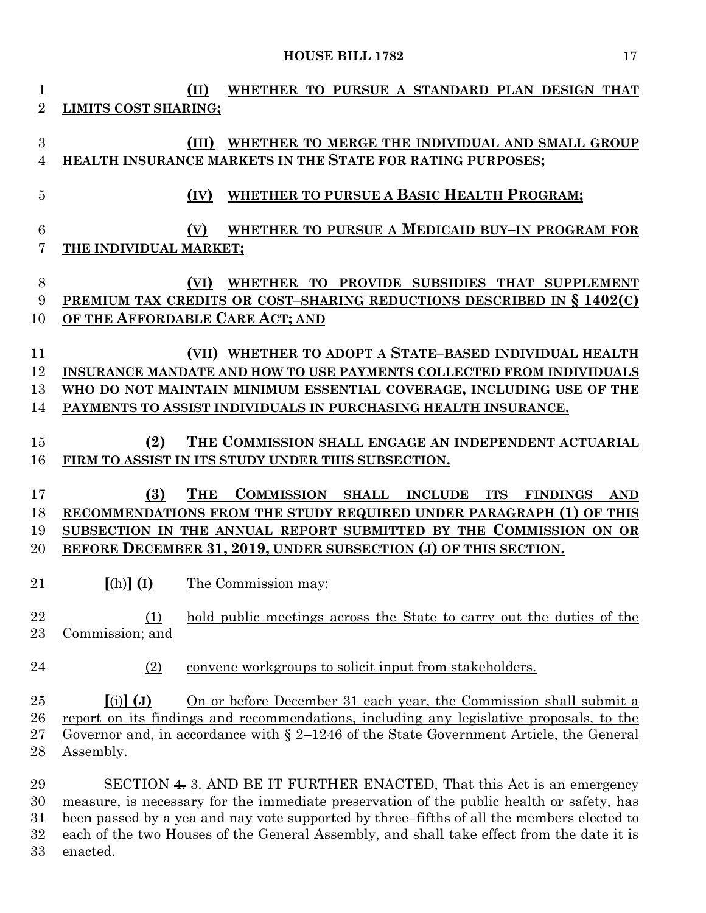**(II) WHETHER TO PURSUE A STANDARD PLAN DESIGN THAT LIMITS COST SHARING;**

**(III) WHETHER TO MERGE THE INDIVIDUAL AND SMALL GROUP HEALTH INSURANCE MARKETS IN THE STATE FOR RATING PURPOSES;**

**(IV) WHETHER TO PURSUE A BASIC HEALTH PROGRAM;**

**(V) WHETHER TO PURSUE A MEDICAID BUY–IN PROGRAM FOR THE INDIVIDUAL MARKET;**

**(VI) WHETHER TO PROVIDE SUBSIDIES THAT SUPPLEMENT PREMIUM TAX CREDITS OR COST–SHARING REDUCTIONS DESCRIBED IN § 1402(C) OF THE AFFORDABLE CARE ACT; AND**

**(VII) WHETHER TO ADOPT A STATE–BASED INDIVIDUAL HEALTH INSURANCE MANDATE AND HOW TO USE PAYMENTS COLLECTED FROM INDIVIDUALS WHO DO NOT MAINTAIN MINIMUM ESSENTIAL COVERAGE, INCLUDING USE OF THE PAYMENTS TO ASSIST INDIVIDUALS IN PURCHASING HEALTH INSURANCE.**

**(2) THE COMMISSION SHALL ENGAGE AN INDEPENDENT ACTUARIAL FIRM TO ASSIST IN ITS STUDY UNDER THIS SUBSECTION.**

**(3) THE COMMISSION SHALL INCLUDE ITS FINDINGS AND RECOMMENDATIONS FROM THE STUDY REQUIRED UNDER PARAGRAPH (1) OF THIS SUBSECTION IN THE ANNUAL REPORT SUBMITTED BY THE COMMISSION ON OR BEFORE DECEMBER 31, 2019, UNDER SUBSECTION (J) OF THIS SECTION.**

**[**(h)**] (I)** The Commission may:

(1) hold public meetings across the State to carry out the duties of the Commission; and

(2) convene workgroups to solicit input from stakeholders.

**[**(i)**] (J)** On or before December 31 each year, the Commission shall submit a report on its findings and recommendations, including any legislative proposals, to the Governor and, in accordance with § 2–1246 of the State Government Article, the General Assembly.

SECTION ~~4.~~ 3. AND BE IT FURTHER ENACTED, That this Act is an emergency measure, is necessary for the immediate preservation of the public health or safety, has been passed by a yea and nay vote supported by three–fifths of all the members elected to each of the two Houses of the General Assembly, and shall take effect from the date it is enacted.